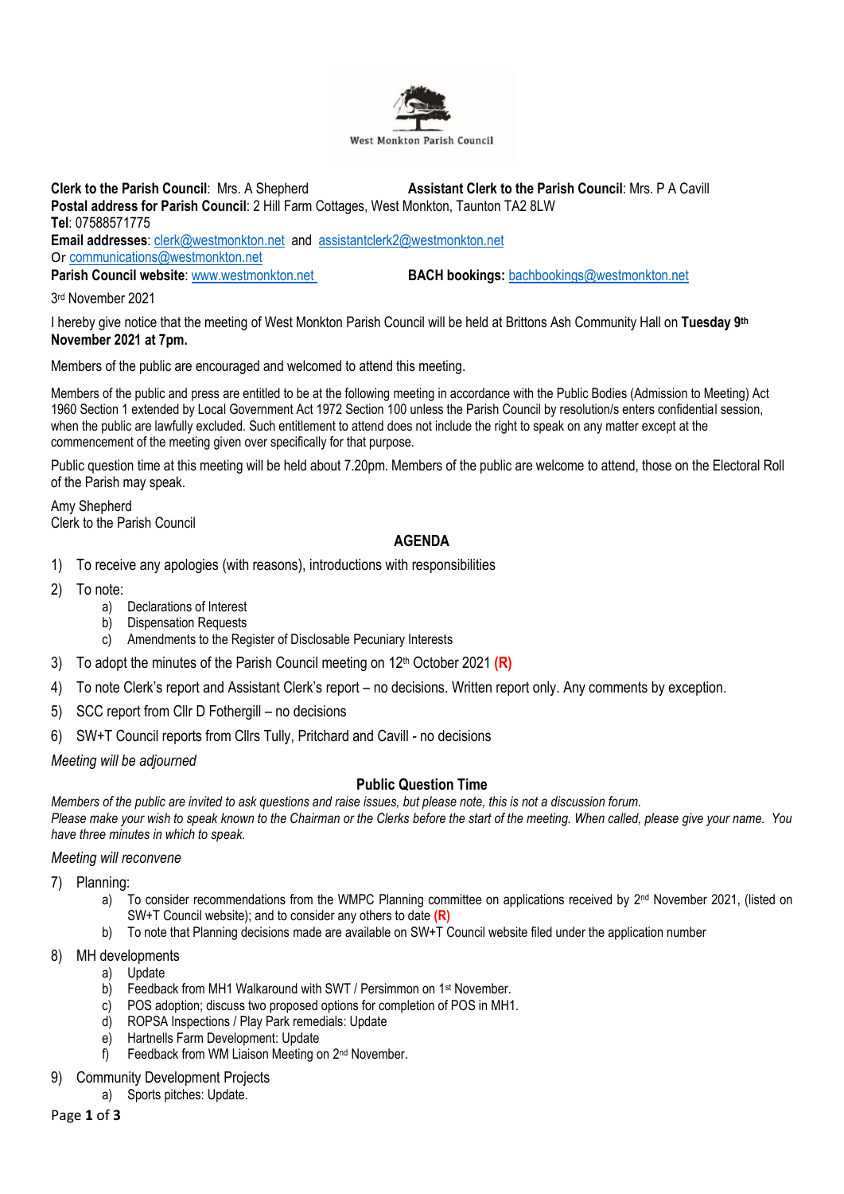West Monkton Parish Council

**Clerk to the Parish Council**: Mrs. A Shepherd **Assistant Clerk to the Parish Council**: Mrs. P A Cavill
**Postal address for Parish Council**: 2 Hill Farm Cottages, West Monkton, Taunton TA2 8LW
**Tel**: 07588571775
**Email addresses**: clerk@westmonkton.net and assistantclerk2@westmonkton.net
Or communications@westmonkton.net
**Parish Council website**: www.westmonkton.net **BACH bookings:** bachbookings@westmonkton.net

3rd November 2021

I hereby give notice that the meeting of West Monkton Parish Council will be held at Brittons Ash Community Hall on **Tuesday 9th November 2021 at 7pm.**

Members of the public are encouraged and welcomed to attend this meeting.

Members of the public and press are entitled to be at the following meeting in accordance with the Public Bodies (Admission to Meeting) Act 1960 Section 1 extended by Local Government Act 1972 Section 100 unless the Parish Council by resolution/s enters confidential session, when the public are lawfully excluded. Such entitlement to attend does not include the right to speak on any matter except at the commencement of the meeting given over specifically for that purpose.

Public question time at this meeting will be held about 7.20pm. Members of the public are welcome to attend, those on the Electoral Roll of the Parish may speak.

Amy Shepherd
Clerk to the Parish Council

## AGENDA

1) To receive any apologies (with reasons), introductions with responsibilities
2) To note:
   a) Declarations of Interest
   b) Dispensation Requests
   c) Amendments to the Register of Disclosable Pecuniary Interests
3) To adopt the minutes of the Parish Council meeting on 12th October 2021 **(R)**
4) To note Clerk's report and Assistant Clerk's report – no decisions. Written report only. Any comments by exception.
5) SCC report from Cllr D Fothergill – no decisions
6) SW+T Council reports from Cllrs Tully, Pritchard and Cavill - no decisions

*Meeting will be adjourned*

### Public Question Time

*Members of the public are invited to ask questions and raise issues, but please note, this is not a discussion forum.*
*Please make your wish to speak known to the Chairman or the Clerks before the start of the meeting. When called, please give your name. You have three minutes in which to speak.*

*Meeting will reconvene*

7) Planning:
   a) To consider recommendations from the WMPC Planning committee on applications received by 2nd November 2021, (listed on SW+T Council website); and to consider any others to date **(R)**
   b) To note that Planning decisions made are available on SW+T Council website filed under the application number
8) MH developments
   a) Update
   b) Feedback from MH1 Walkaround with SWT / Persimmon on 1st November.
   c) POS adoption; discuss two proposed options for completion of POS in MH1.
   d) ROPSA Inspections / Play Park remedials: Update
   e) Hartnells Farm Development: Update
   f) Feedback from WM Liaison Meeting on 2nd November.
9) Community Development Projects
   a) Sports pitches: Update.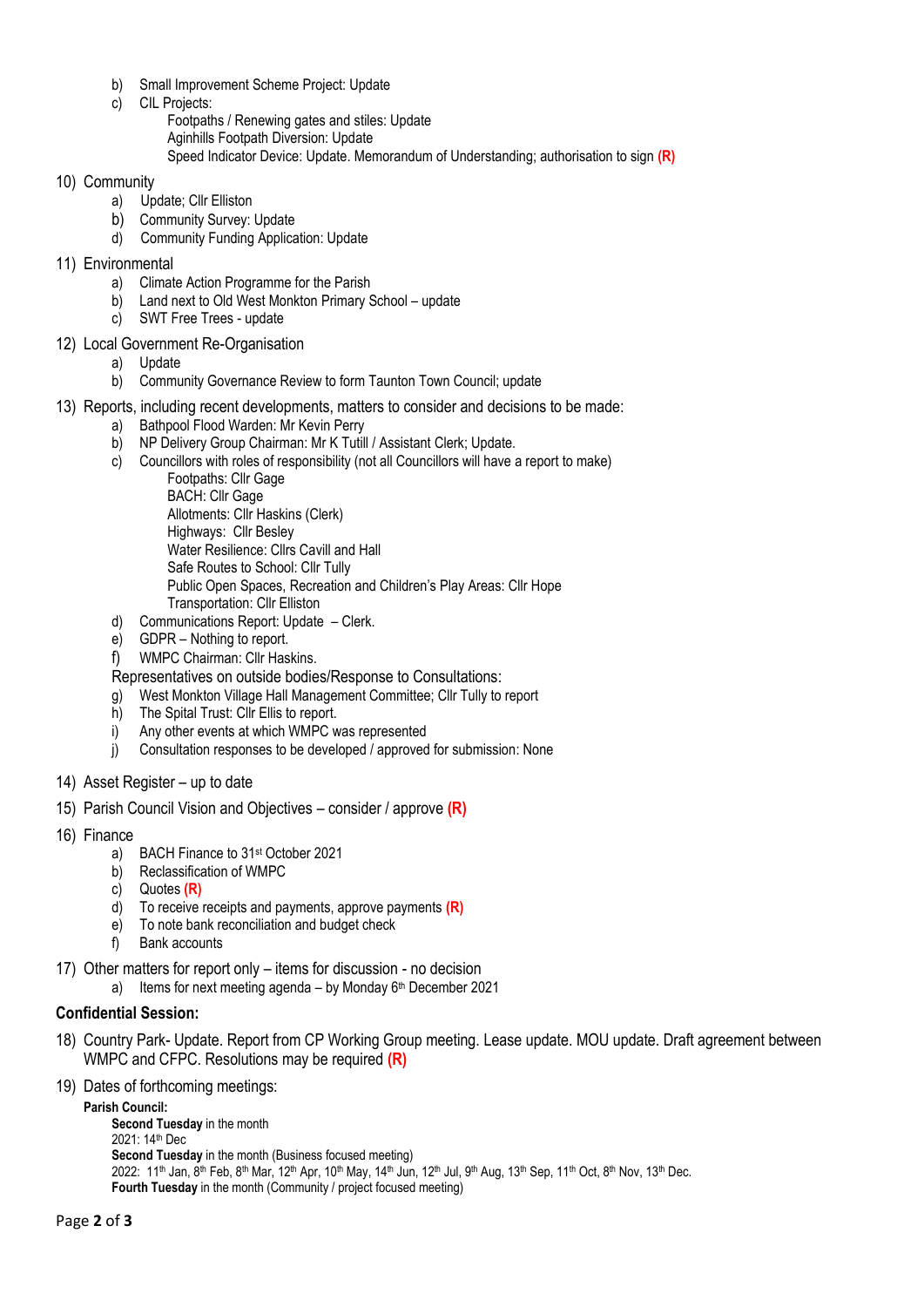b) Small Improvement Scheme Project: Update

c) CIL Projects:

Footpaths / Renewing gates and stiles: Update

Aginhills Footpath Diversion: Update

Speed Indicator Device: Update. Memorandum of Understanding; authorisation to sign **(R)**

10) Community

a) Update; Cllr Elliston

b) Community Survey: Update

d) Community Funding Application: Update

11) Environmental

a) Climate Action Programme for the Parish

b) Land next to Old West Monkton Primary School – update

c) SWT Free Trees - update

12) Local Government Re-Organisation

a) Update

b) Community Governance Review to form Taunton Town Council; update

13) Reports, including recent developments, matters to consider and decisions to be made:

a) Bathpool Flood Warden: Mr Kevin Perry

b) NP Delivery Group Chairman: Mr K Tutill / Assistant Clerk; Update.

c) Councillors with roles of responsibility (not all Councillors will have a report to make)

Footpaths: Cllr Gage

BACH: Cllr Gage

Allotments: Cllr Haskins (Clerk)

Highways: Cllr Besley

Water Resilience: Cllrs Cavill and Hall

Safe Routes to School: Cllr Tully

Public Open Spaces, Recreation and Children's Play Areas: Cllr Hope

Transportation: Cllr Elliston

d) Communications Report: Update – Clerk.

e) GDPR – Nothing to report.

f) WMPC Chairman: Cllr Haskins.

Representatives on outside bodies/Response to Consultations:

g) West Monkton Village Hall Management Committee; Cllr Tully to report

h) The Spital Trust: Cllr Ellis to report.

i) Any other events at which WMPC was represented

j) Consultation responses to be developed / approved for submission: None

14) Asset Register – up to date

15) Parish Council Vision and Objectives – consider / approve **(R)**

16) Finance

a) BACH Finance to 31st October 2021

b) Reclassification of WMPC

c) Quotes **(R)**

d) To receive receipts and payments, approve payments **(R)**

e) To note bank reconciliation and budget check

f) Bank accounts

17) Other matters for report only – items for discussion - no decision

a) Items for next meeting agenda – by Monday 6th December 2021

**Confidential Session:**

18) Country Park- Update. Report from CP Working Group meeting. Lease update. MOU update. Draft agreement between WMPC and CFPC. Resolutions may be required **(R)**

19) Dates of forthcoming meetings:

**Parish Council:**

**Second Tuesday** in the month

2021: 14th Dec

**Second Tuesday** in the month (Business focused meeting)

2022: 11th Jan, 8th Feb, 8th Mar, 12th Apr, 10th May, 14th Jun, 12th Jul, 9th Aug, 13th Sep, 11th Oct, 8th Nov, 13th Dec.

**Fourth Tuesday** in the month (Community / project focused meeting)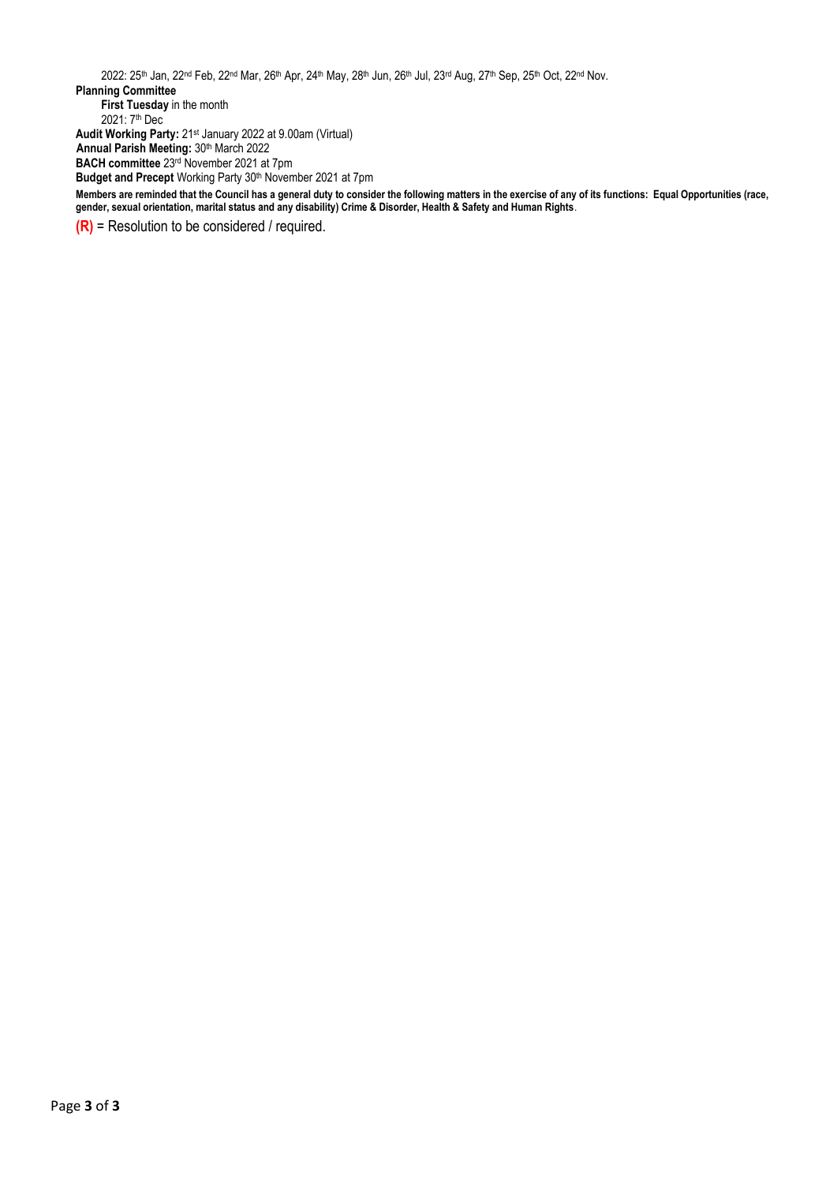2022: 25th Jan, 22nd Feb, 22nd Mar, 26th Apr, 24th May, 28th Jun, 26th Jul, 23rd Aug, 27th Sep, 25th Oct, 22nd Nov.

**Planning Committee**

**First Tuesday** in the month

2021: 7th Dec

**Audit Working Party:** 21st January 2022 at 9.00am (Virtual)

**Annual Parish Meeting:** 30th March 2022

**BACH committee** 23rd November 2021 at 7pm

**Budget and Precept** Working Party 30th November 2021 at 7pm

**Members are reminded that the Council has a general duty to consider the following matters in the exercise of any of its functions: Equal Opportunities (race, gender, sexual orientation, marital status and any disability) Crime & Disorder, Health & Safety and Human Rights**.

**(R)** = Resolution to be considered / required.